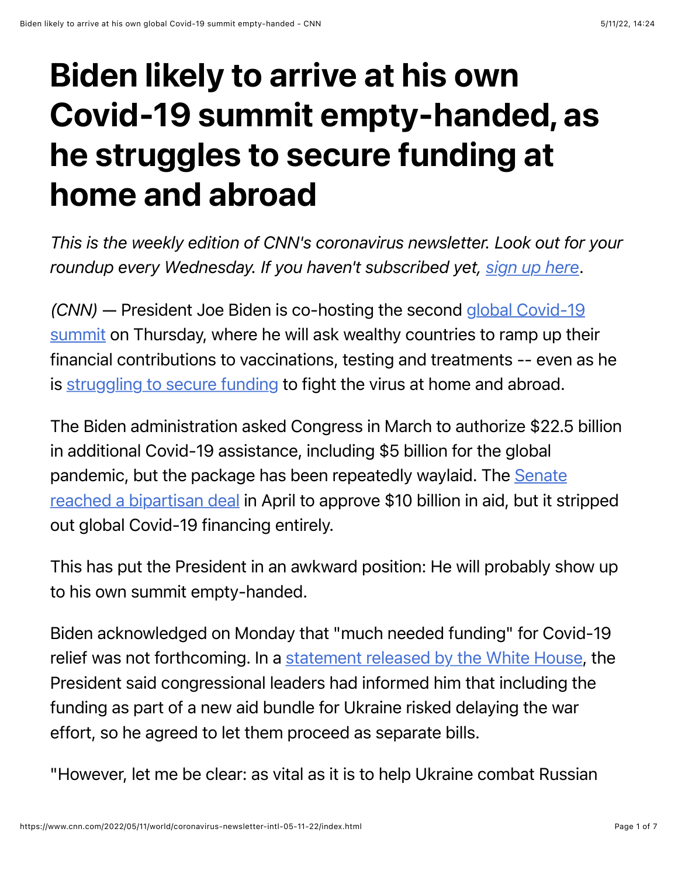# Biden likely to arrive at his own Covid-19 summit empty-handed, as he struggles to secure funding at home and abroad

*This is the weekly edition of CNN's coronavirus newsletter. Look out for your roundup every Wednesday. If you haven't subscribed yet, sign up here.*

*(CNN)* — President Joe Biden is co-hosting the second global Covid-19 summit on Thursday, where he will ask wealthy countries to ramp up their financial contributions to vaccinations, testing and treatments -- even as he is struggling to secure funding to fight the virus at home and abroad.

The Biden administration asked Congress in March to authorize $22.5 billion in additional Covid-19 assistance, including $5 billion for the global pandemic, but the package has been repeatedly waylaid. The Senate reached a bipartisan deal in April to approve $10 billion in aid, but it stripped out global Covid-19 financing entirely.

This has put the President in an awkward position: He will probably show up to his own summit empty-handed.

Biden acknowledged on Monday that "much needed funding" for Covid-19 relief was not forthcoming. In a statement released by the White House, the President said congressional leaders had informed him that including the funding as part of a new aid bundle for Ukraine risked delaying the war effort, so he agreed to let them proceed as separate bills.

"However, let me be clear: as vital as it is to help Ukraine combat Russian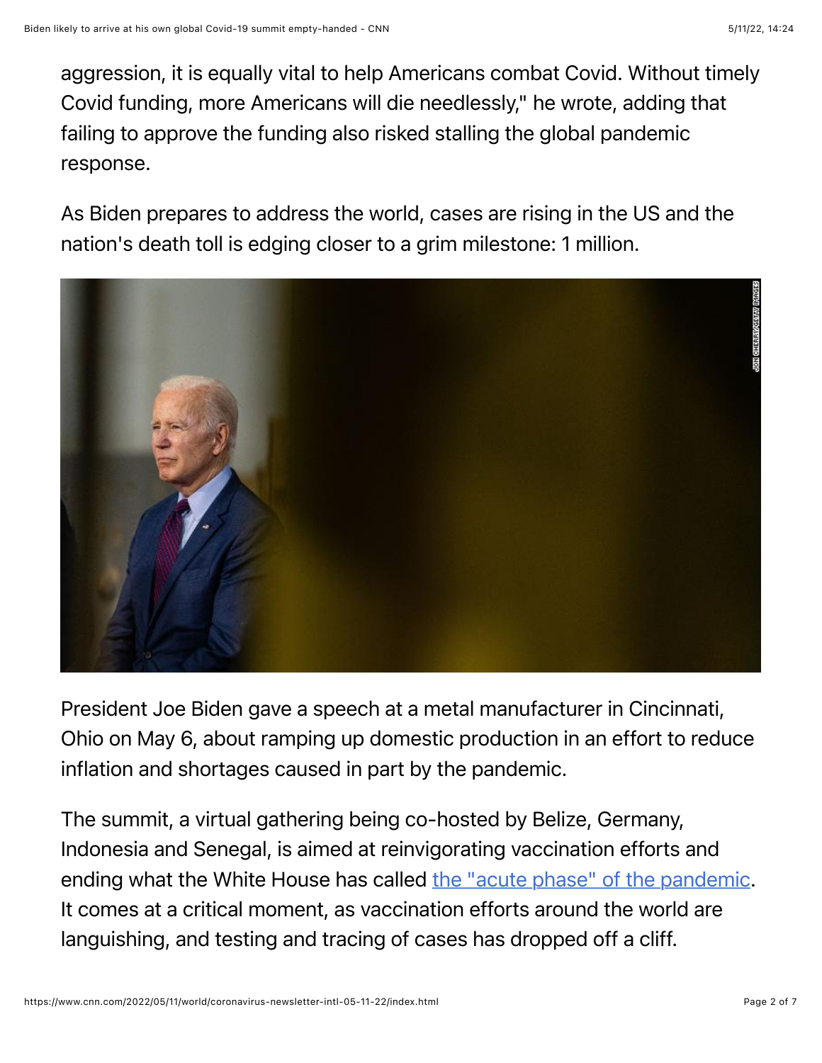aggression, it is equally vital to help Americans combat Covid. Without timely Covid funding, more Americans will die needlessly," he wrote, adding that failing to approve the funding also risked stalling the global pandemic response.

As Biden prepares to address the world, cases are rising in the US and the nation's death toll is edging closer to a grim milestone: 1 million.

President Joe Biden gave a speech at a metal manufacturer in Cincinnati, Ohio on May 6, about ramping up domestic production in an effort to reduce inflation and shortages caused in part by the pandemic.

The summit, a virtual gathering being co-hosted by Belize, Germany, Indonesia and Senegal, is aimed at reinvigorating vaccination efforts and ending what the White House has called [the "acute phase" of the pandemic](). It comes at a critical moment, as vaccination efforts around the world are languishing, and testing and tracing of cases has dropped off a cliff.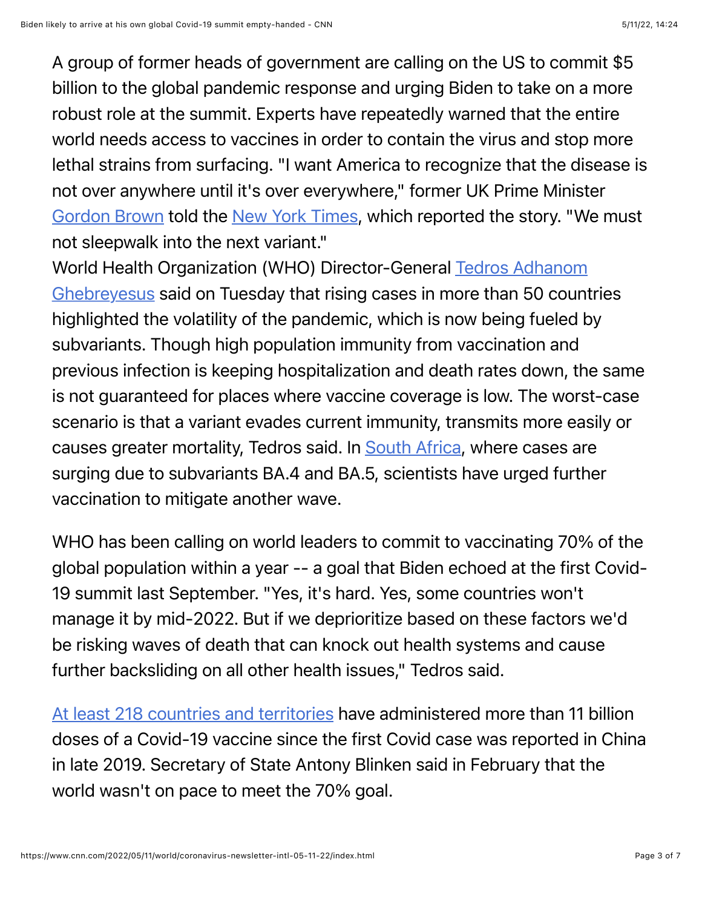A group of former heads of government are calling on the US to commit $5 billion to the global pandemic response and urging Biden to take on a more robust role at the summit. Experts have repeatedly warned that the entire world needs access to vaccines in order to contain the virus and stop more lethal strains from surfacing. "I want America to recognize that the disease is not over anywhere until it's over everywhere," former UK Prime Minister Gordon Brown told the New York Times, which reported the story. "We must not sleepwalk into the next variant."

World Health Organization (WHO) Director-General Tedros Adhanom Ghebreyesus said on Tuesday that rising cases in more than 50 countries highlighted the volatility of the pandemic, which is now being fueled by subvariants. Though high population immunity from vaccination and previous infection is keeping hospitalization and death rates down, the same is not guaranteed for places where vaccine coverage is low. The worst-case scenario is that a variant evades current immunity, transmits more easily or causes greater mortality, Tedros said. In South Africa, where cases are surging due to subvariants BA.4 and BA.5, scientists have urged further vaccination to mitigate another wave.

WHO has been calling on world leaders to commit to vaccinating 70% of the global population within a year -- a goal that Biden echoed at the first Covid-19 summit last September. "Yes, it's hard. Yes, some countries won't manage it by mid-2022. But if we deprioritize based on these factors we'd be risking waves of death that can knock out health systems and cause further backsliding on all other health issues," Tedros said.

At least 218 countries and territories have administered more than 11 billion doses of a Covid-19 vaccine since the first Covid case was reported in China in late 2019. Secretary of State Antony Blinken said in February that the world wasn't on pace to meet the 70% goal.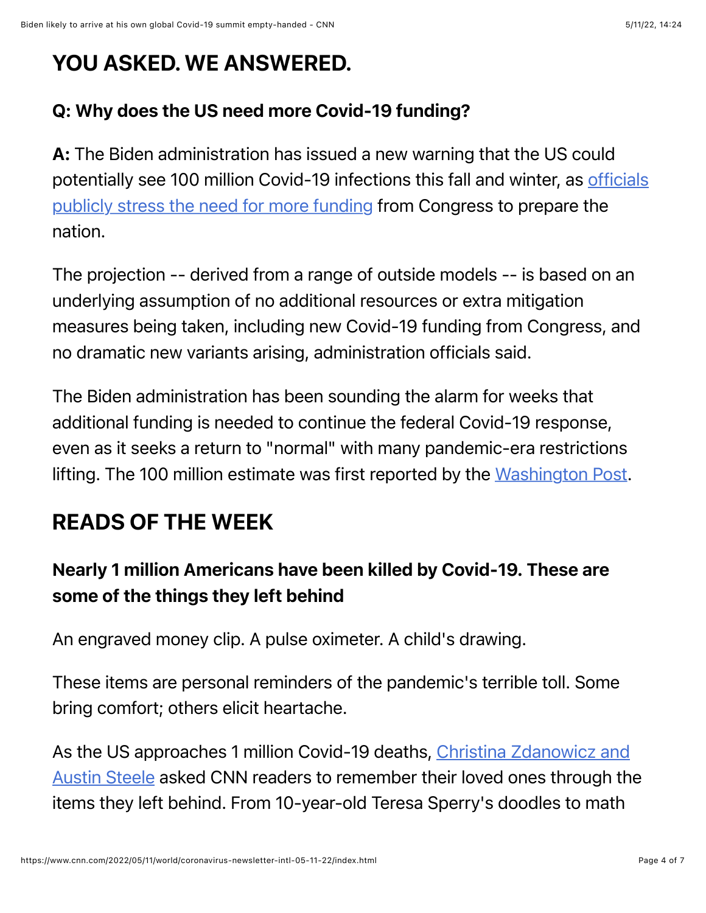## YOU ASKED. WE ANSWERED.

### Q: Why does the US need more Covid-19 funding?

**A:** The Biden administration has issued a new warning that the US could potentially see 100 million Covid-19 infections this fall and winter, as officials publicly stress the need for more funding from Congress to prepare the nation.

The projection -- derived from a range of outside models -- is based on an underlying assumption of no additional resources or extra mitigation measures being taken, including new Covid-19 funding from Congress, and no dramatic new variants arising, administration officials said.

The Biden administration has been sounding the alarm for weeks that additional funding is needed to continue the federal Covid-19 response, even as it seeks a return to "normal" with many pandemic-era restrictions lifting. The 100 million estimate was first reported by the Washington Post.

## READS OF THE WEEK

### Nearly 1 million Americans have been killed by Covid-19. These are some of the things they left behind

An engraved money clip. A pulse oximeter. A child's drawing.

These items are personal reminders of the pandemic's terrible toll. Some bring comfort; others elicit heartache.

As the US approaches 1 million Covid-19 deaths, Christina Zdanowicz and Austin Steele asked CNN readers to remember their loved ones through the items they left behind. From 10-year-old Teresa Sperry's doodles to math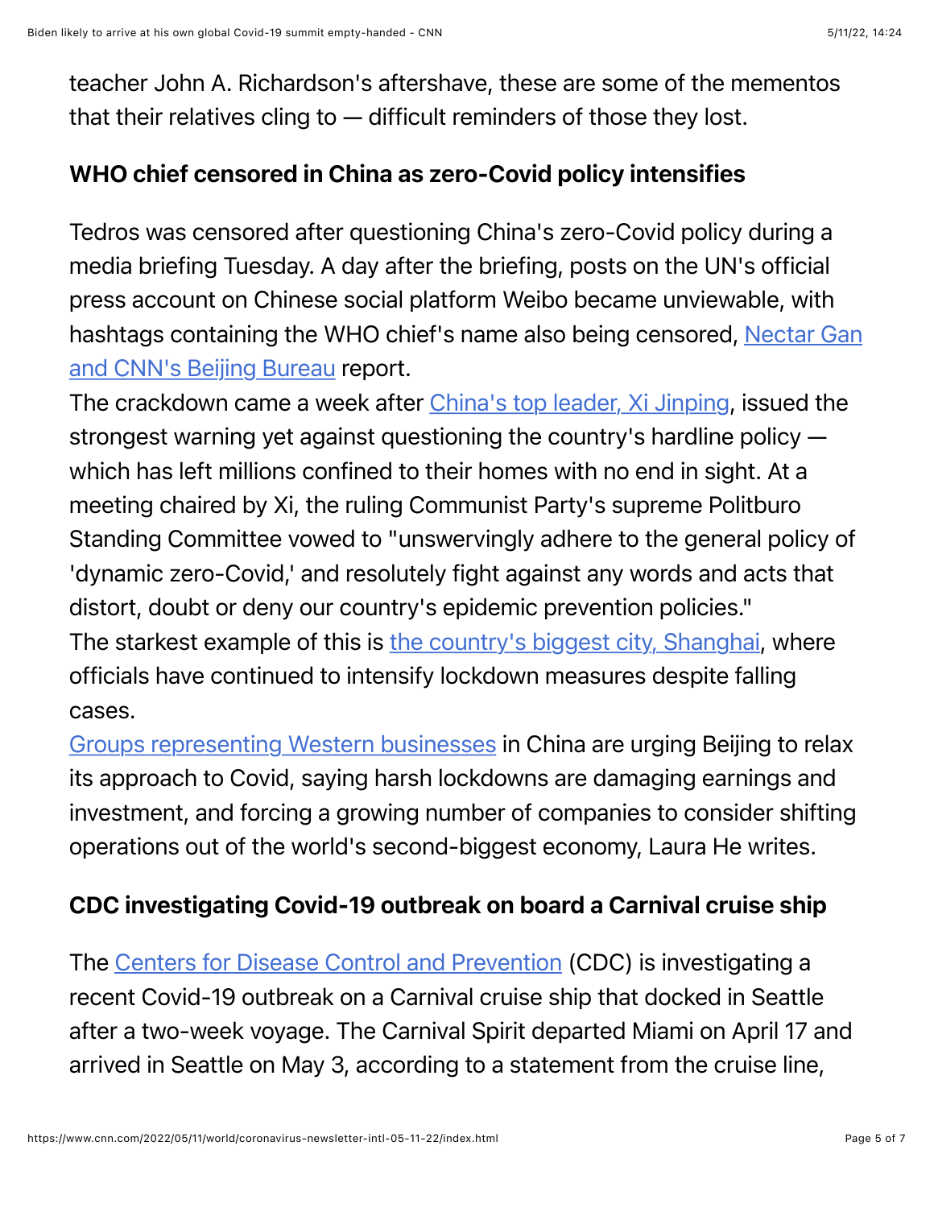teacher John A. Richardson's aftershave, these are some of the mementos that their relatives cling to — difficult reminders of those they lost.

### WHO chief censored in China as zero-Covid policy intensifies

Tedros was censored after questioning China's zero-Covid policy during a media briefing Tuesday. A day after the briefing, posts on the UN's official press account on Chinese social platform Weibo became unviewable, with hashtags containing the WHO chief's name also being censored, Nectar Gan and CNN's Beijing Bureau report.

The crackdown came a week after China's top leader, Xi Jinping, issued the strongest warning yet against questioning the country's hardline policy — which has left millions confined to their homes with no end in sight. At a meeting chaired by Xi, the ruling Communist Party's supreme Politburo Standing Committee vowed to "unswervingly adhere to the general policy of 'dynamic zero-Covid,' and resolutely fight against any words and acts that distort, doubt or deny our country's epidemic prevention policies."

The starkest example of this is the country's biggest city, Shanghai, where officials have continued to intensify lockdown measures despite falling cases.

Groups representing Western businesses in China are urging Beijing to relax its approach to Covid, saying harsh lockdowns are damaging earnings and investment, and forcing a growing number of companies to consider shifting operations out of the world's second-biggest economy, Laura He writes.

### CDC investigating Covid-19 outbreak on board a Carnival cruise ship

The Centers for Disease Control and Prevention (CDC) is investigating a recent Covid-19 outbreak on a Carnival cruise ship that docked in Seattle after a two-week voyage. The Carnival Spirit departed Miami on April 17 and arrived in Seattle on May 3, according to a statement from the cruise line,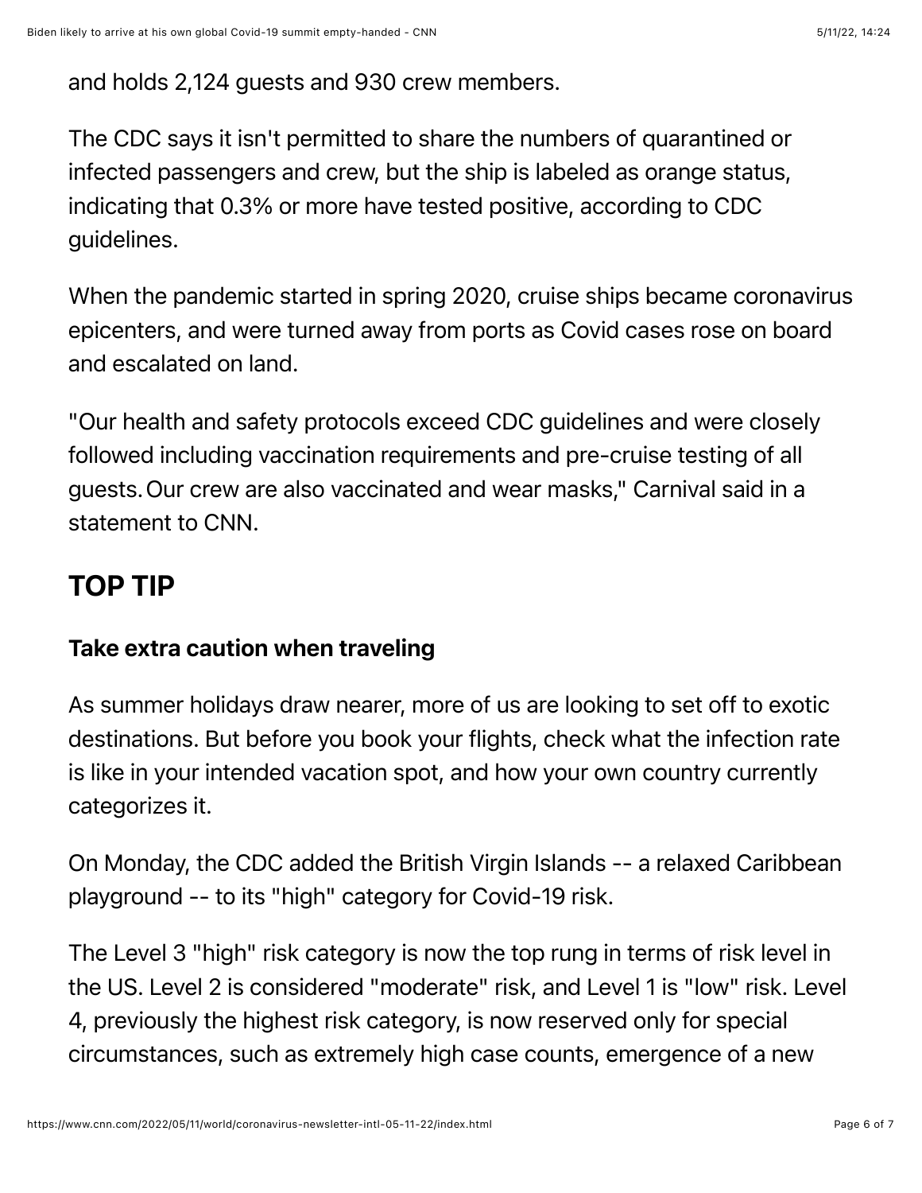and holds 2,124 guests and 930 crew members.

The CDC says it isn't permitted to share the numbers of quarantined or infected passengers and crew, but the ship is labeled as orange status, indicating that 0.3% or more have tested positive, according to CDC guidelines.

When the pandemic started in spring 2020, cruise ships became coronavirus epicenters, and were turned away from ports as Covid cases rose on board and escalated on land.

"Our health and safety protocols exceed CDC guidelines and were closely followed including vaccination requirements and pre-cruise testing of all guests. Our crew are also vaccinated and wear masks," Carnival said in a statement to CNN.

## TOP TIP

### Take extra caution when traveling

As summer holidays draw nearer, more of us are looking to set off to exotic destinations. But before you book your flights, check what the infection rate is like in your intended vacation spot, and how your own country currently categorizes it.

On Monday, the CDC added the British Virgin Islands -- a relaxed Caribbean playground -- to its "high" category for Covid-19 risk.

The Level 3 "high" risk category is now the top rung in terms of risk level in the US. Level 2 is considered "moderate" risk, and Level 1 is "low" risk. Level 4, previously the highest risk category, is now reserved only for special circumstances, such as extremely high case counts, emergence of a new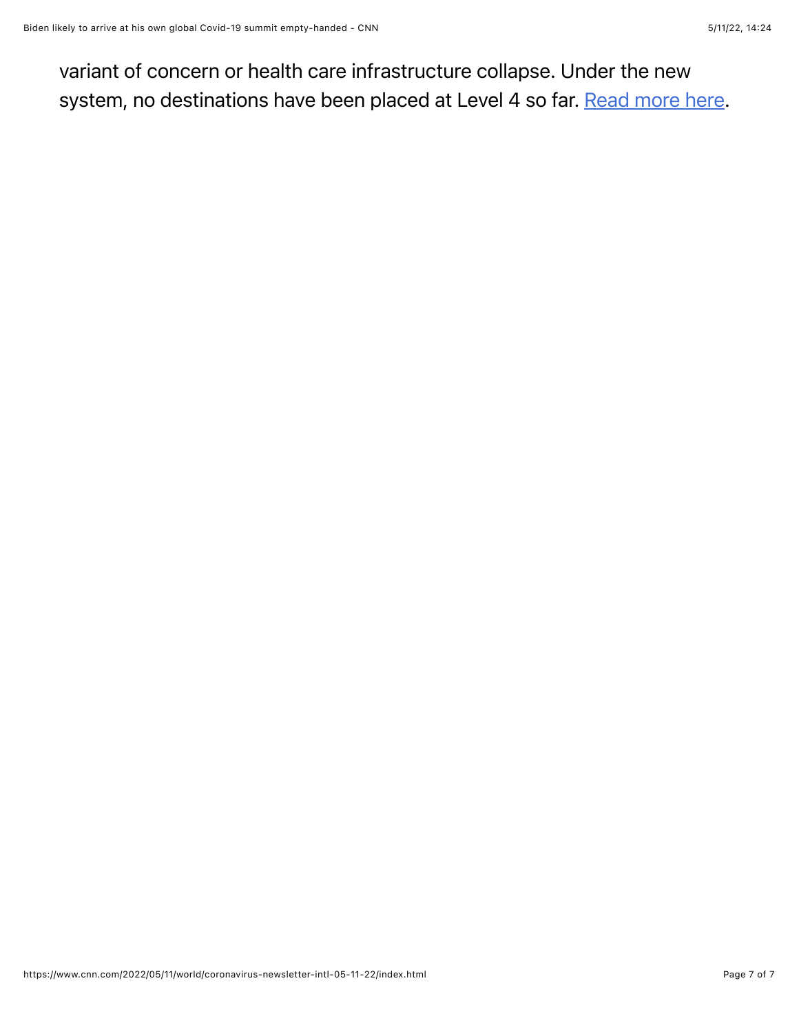variant of concern or health care infrastructure collapse. Under the new system, no destinations have been placed at Level 4 so far. Read more here.